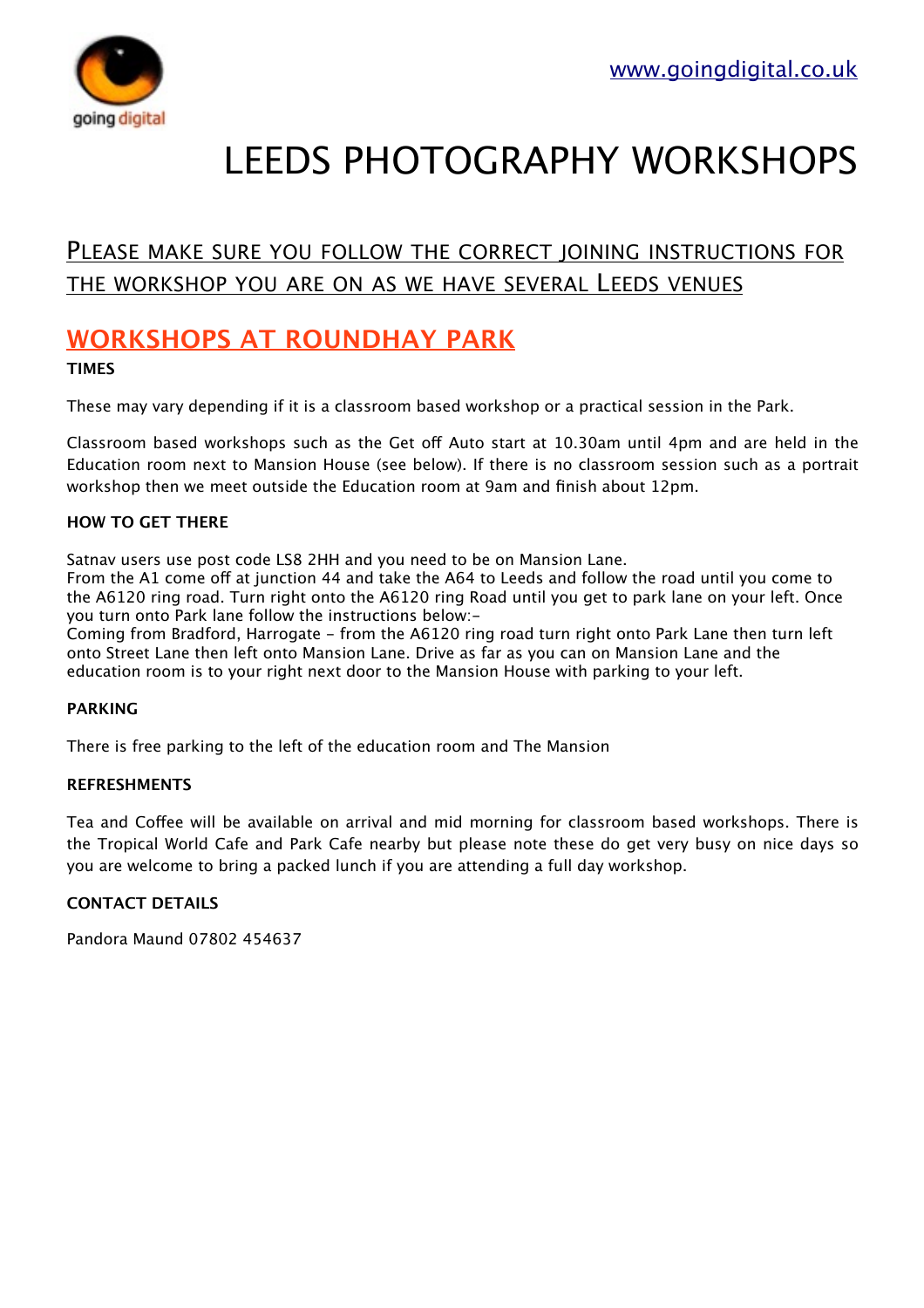going digital

www.goingdigital.co.uk

# LEEDS PHOTOGRAPHY WORKSHOPS

PLEASE MAKE SURE YOU FOLLOW THE CORRECT JOINING INSTRUCTIONS FOR THE WORKSHOP YOU ARE ON AS WE HAVE SEVERAL LEEDS VENUES

## WORKSHOPS AT ROUNDHAY PARK

### TIMES

These may vary depending if it is a classroom based workshop or a practical session in the Park.

Classroom based workshops such as the Get off Auto start at 10.30am until 4pm and are held in the Education room next to Mansion House (see below). If there is no classroom session such as a portrait workshop then we meet outside the Education room at 9am and finish about 12pm.

### HOW TO GET THERE

Satnav users use post code LS8 2HH and you need to be on Mansion Lane.
From the A1 come off at junction 44 and take the A64 to Leeds and follow the road until you come to the A6120 ring road. Turn right onto the A6120 ring Road until you get to park lane on your left. Once you turn onto Park lane follow the instructions below:-
Coming from Bradford, Harrogate - from the A6120 ring road turn right onto Park Lane then turn left onto Street Lane then left onto Mansion Lane. Drive as far as you can on Mansion Lane and the education room is to your right next door to the Mansion House with parking to your left.

### PARKING

There is free parking to the left of the education room and The Mansion

### REFRESHMENTS

Tea and Coffee will be available on arrival and mid morning for classroom based workshops. There is the Tropical World Cafe and Park Cafe nearby but please note these do get very busy on nice days so you are welcome to bring a packed lunch if you are attending a full day workshop.

### CONTACT DETAILS

Pandora Maund 07802 454637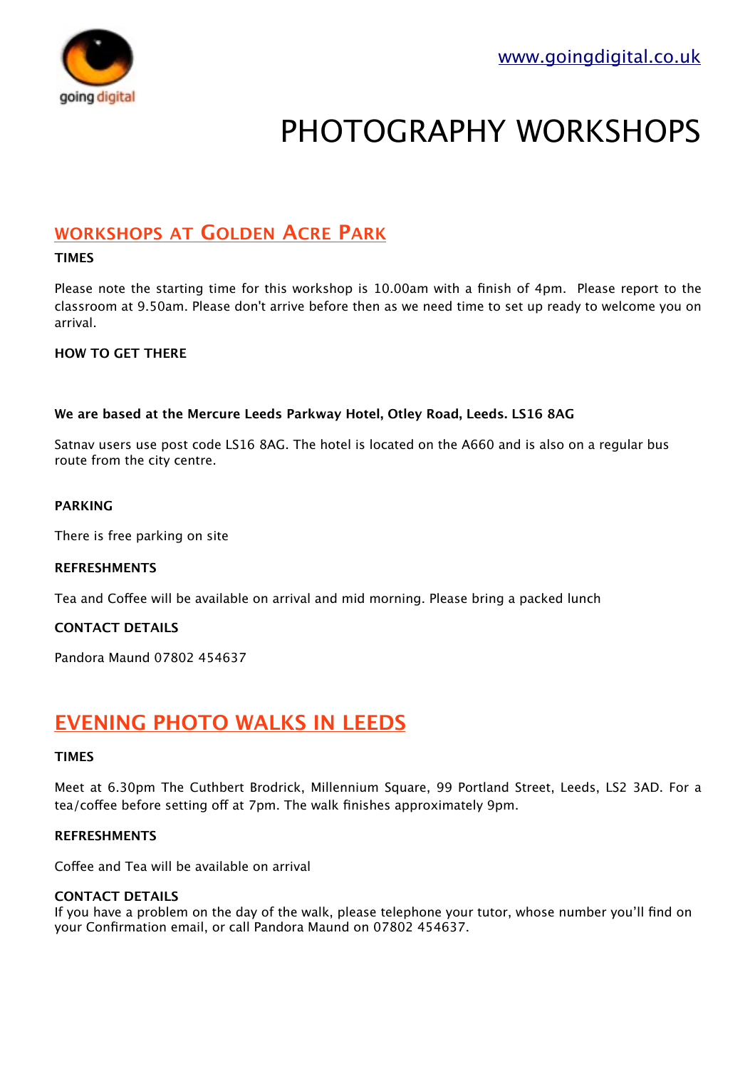going digital

[www.goingdigital.co.uk](http://www.goingdigital.co.uk)

# PHOTOGRAPHY WORKSHOPS

## WORKSHOPS AT GOLDEN ACRE PARK

**TIMES**

Please note the starting time for this workshop is 10.00am with a finish of 4pm. Please report to the classroom at 9.50am. Please don't arrive before then as we need time to set up ready to welcome you on arrival.

**HOW TO GET THERE**

**We are based at the Mercure Leeds Parkway Hotel, Otley Road, Leeds. LS16 8AG**

Satnav users use post code LS16 8AG. The hotel is located on the A660 and is also on a regular bus route from the city centre.

**PARKING**

There is free parking on site

**REFRESHMENTS**

Tea and Coffee will be available on arrival and mid morning. Please bring a packed lunch

**CONTACT DETAILS**

Pandora Maund 07802 454637

## EVENING PHOTO WALKS IN LEEDS

**TIMES**

Meet at 6.30pm The Cuthbert Brodrick, Millennium Square, 99 Portland Street, Leeds, LS2 3AD. For a tea/coffee before setting off at 7pm. The walk finishes approximately 9pm.

**REFRESHMENTS**

Coffee and Tea will be available on arrival

**CONTACT DETAILS**

If you have a problem on the day of the walk, please telephone your tutor, whose number you'll find on your Confirmation email, or call Pandora Maund on 07802 454637.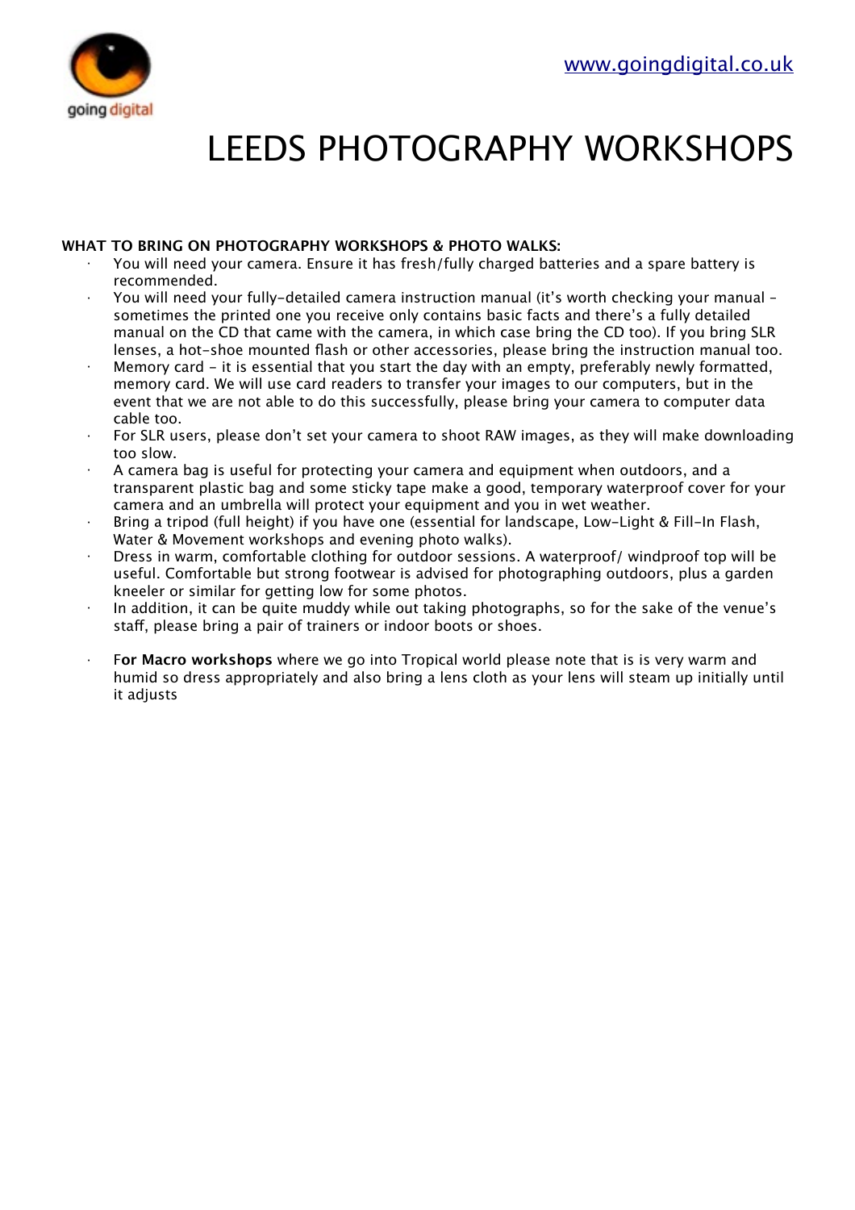www.goingdigital.co.uk

# LEEDS PHOTOGRAPHY WORKSHOPS

**WHAT TO BRING ON PHOTOGRAPHY WORKSHOPS & PHOTO WALKS:**

- You will need your camera. Ensure it has fresh/fully charged batteries and a spare battery is recommended.
- You will need your fully-detailed camera instruction manual (it's worth checking your manual – sometimes the printed one you receive only contains basic facts and there's a fully detailed manual on the CD that came with the camera, in which case bring the CD too). If you bring SLR lenses, a hot-shoe mounted flash or other accessories, please bring the instruction manual too.
- Memory card – it is essential that you start the day with an empty, preferably newly formatted, memory card. We will use card readers to transfer your images to our computers, but in the event that we are not able to do this successfully, please bring your camera to computer data cable too.
- For SLR users, please don't set your camera to shoot RAW images, as they will make downloading too slow.
- A camera bag is useful for protecting your camera and equipment when outdoors, and a transparent plastic bag and some sticky tape make a good, temporary waterproof cover for your camera and an umbrella will protect your equipment and you in wet weather.
- Bring a tripod (full height) if you have one (essential for landscape, Low-Light & Fill-In Flash, Water & Movement workshops and evening photo walks).
- Dress in warm, comfortable clothing for outdoor sessions. A waterproof/ windproof top will be useful. Comfortable but strong footwear is advised for photographing outdoors, plus a garden kneeler or similar for getting low for some photos.
- In addition, it can be quite muddy while out taking photographs, so for the sake of the venue's staff, please bring a pair of trainers or indoor boots or shoes.

- F**or Macro workshops** where we go into Tropical world please note that is is very warm and humid so dress appropriately and also bring a lens cloth as your lens will steam up initially until it adjusts